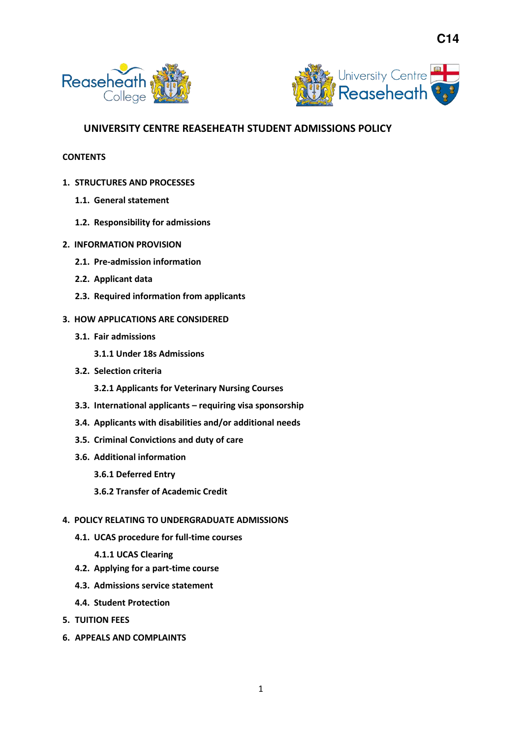C14

# UNIVERSITY CENTRE REASEHEATH STUDENT ADMISSIONS POLICY

**CONTENTS**

1. **STRUCTURES AND PROCESSES**
   - 1.1. **General statement**
   - 1.2. **Responsibility for admissions**
2. **INFORMATION PROVISION**
   - 2.1. **Pre-admission information**
   - 2.2. **Applicant data**
   - 2.3. **Required information from applicants**
3. **HOW APPLICATIONS ARE CONSIDERED**
   - 3.1. **Fair admissions**
     - **3.1.1 Under 18s Admissions**
   - 3.2. **Selection criteria**
     - **3.2.1 Applicants for Veterinary Nursing Courses**
   - 3.3. **International applicants – requiring visa sponsorship**
   - 3.4. **Applicants with disabilities and/or additional needs**
   - 3.5. **Criminal Convictions and duty of care**
   - 3.6. **Additional information**
     - **3.6.1 Deferred Entry**
     - **3.6.2 Transfer of Academic Credit**
4. **POLICY RELATING TO UNDERGRADUATE ADMISSIONS**
   - 4.1. **UCAS procedure for full-time courses**
     - **4.1.1 UCAS Clearing**
   - 4.2. **Applying for a part-time course**
   - 4.3. **Admissions service statement**
   - 4.4. **Student Protection**
5. **TUITION FEES**
6. **APPEALS AND COMPLAINTS**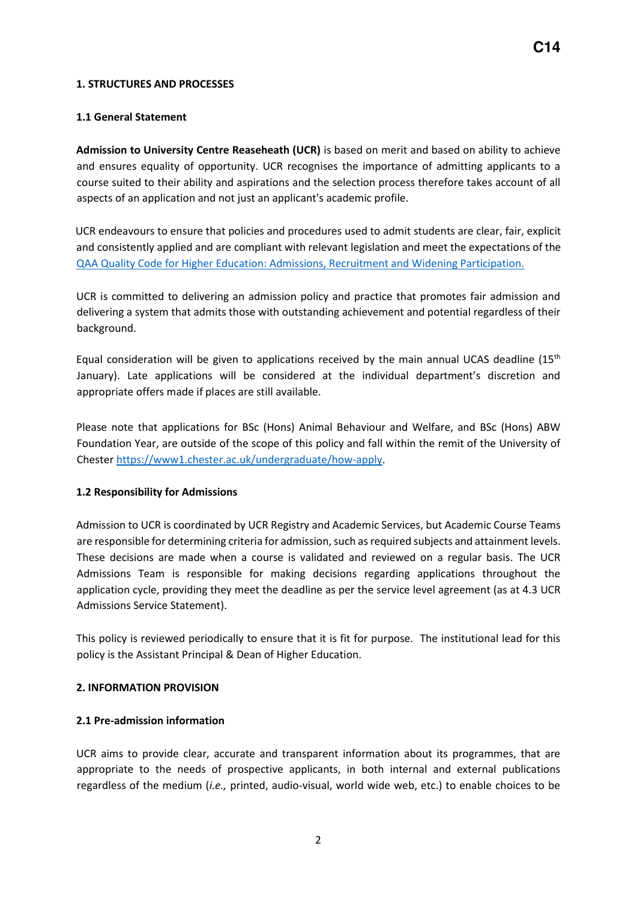## 1. STRUCTURES AND PROCESSES

### 1.1 General Statement

**Admission to University Centre Reaseheath (UCR)** is based on merit and based on ability to achieve and ensures equality of opportunity. UCR recognises the importance of admitting applicants to a course suited to their ability and aspirations and the selection process therefore takes account of all aspects of an application and not just an applicant's academic profile.

UCR endeavours to ensure that policies and procedures used to admit students are clear, fair, explicit and consistently applied and are compliant with relevant legislation and meet the expectations of the [QAA Quality Code for Higher Education: Admissions, Recruitment and Widening Participation.]()

UCR is committed to delivering an admission policy and practice that promotes fair admission and delivering a system that admits those with outstanding achievement and potential regardless of their background.

Equal consideration will be given to applications received by the main annual UCAS deadline (15th January). Late applications will be considered at the individual department's discretion and appropriate offers made if places are still available.

Please note that applications for BSc (Hons) Animal Behaviour and Welfare, and BSc (Hons) ABW Foundation Year, are outside of the scope of this policy and fall within the remit of the University of Chester [https://www1.chester.ac.uk/undergraduate/how-apply](https://www1.chester.ac.uk/undergraduate/how-apply).

### 1.2 Responsibility for Admissions

Admission to UCR is coordinated by UCR Registry and Academic Services, but Academic Course Teams are responsible for determining criteria for admission, such as required subjects and attainment levels. These decisions are made when a course is validated and reviewed on a regular basis. The UCR Admissions Team is responsible for making decisions regarding applications throughout the application cycle, providing they meet the deadline as per the service level agreement (as at 4.3 UCR Admissions Service Statement).

This policy is reviewed periodically to ensure that it is fit for purpose. The institutional lead for this policy is the Assistant Principal & Dean of Higher Education.

## 2. INFORMATION PROVISION

### 2.1 Pre-admission information

UCR aims to provide clear, accurate and transparent information about its programmes, that are appropriate to the needs of prospective applicants, in both internal and external publications regardless of the medium (*i.e.,* printed, audio-visual, world wide web, etc.) to enable choices to be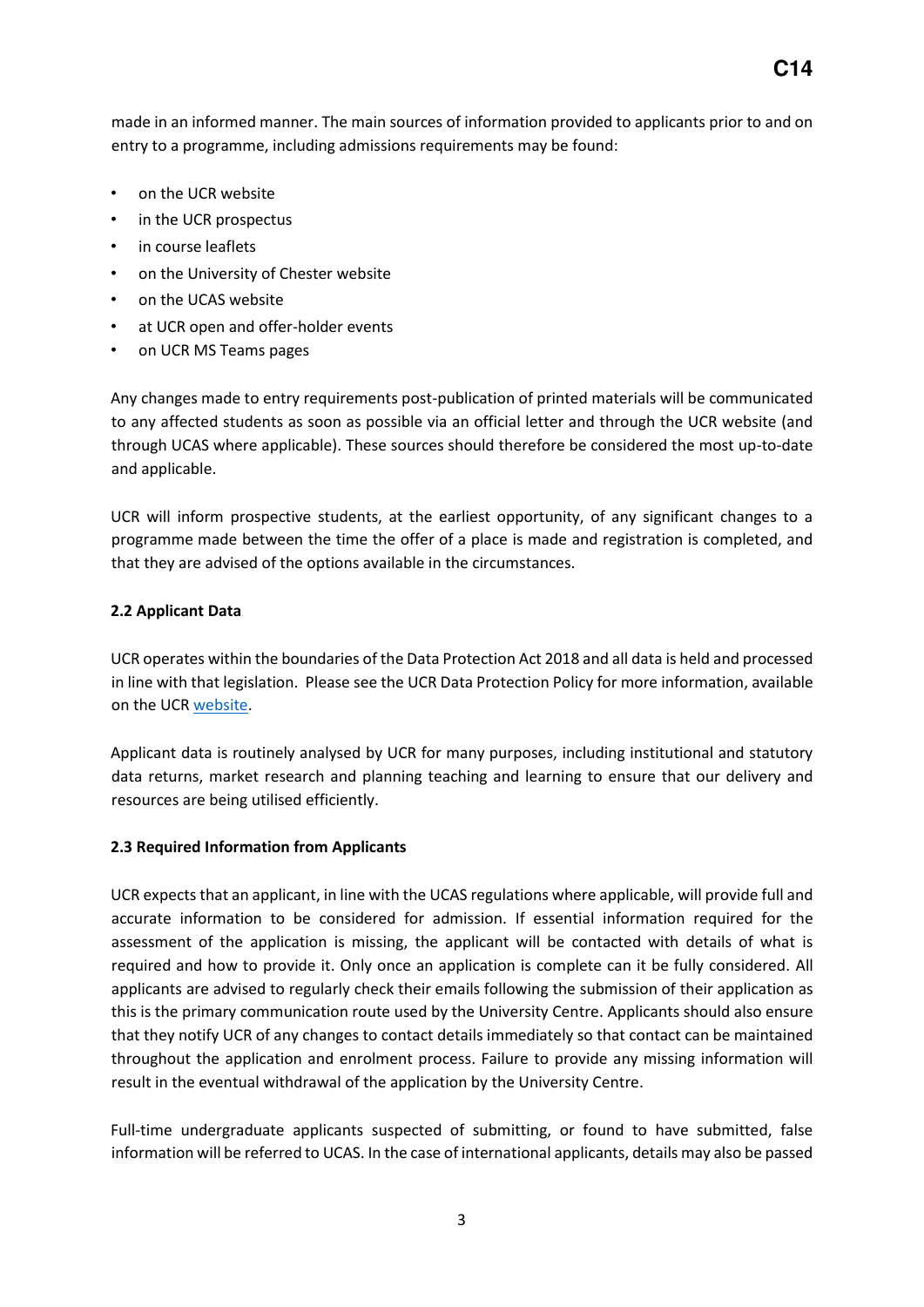made in an informed manner. The main sources of information provided to applicants prior to and on entry to a programme, including admissions requirements may be found:

- on the UCR website
- in the UCR prospectus
- in course leaflets
- on the University of Chester website
- on the UCAS website
- at UCR open and offer-holder events
- on UCR MS Teams pages

Any changes made to entry requirements post-publication of printed materials will be communicated to any affected students as soon as possible via an official letter and through the UCR website (and through UCAS where applicable). These sources should therefore be considered the most up-to-date and applicable.

UCR will inform prospective students, at the earliest opportunity, of any significant changes to a programme made between the time the offer of a place is made and registration is completed, and that they are advised of the options available in the circumstances.

**2.2 Applicant Data**

UCR operates within the boundaries of the Data Protection Act 2018 and all data is held and processed in line with that legislation. Please see the UCR Data Protection Policy for more information, available on the UCR website.

Applicant data is routinely analysed by UCR for many purposes, including institutional and statutory data returns, market research and planning teaching and learning to ensure that our delivery and resources are being utilised efficiently.

**2.3 Required Information from Applicants**

UCR expects that an applicant, in line with the UCAS regulations where applicable, will provide full and accurate information to be considered for admission. If essential information required for the assessment of the application is missing, the applicant will be contacted with details of what is required and how to provide it. Only once an application is complete can it be fully considered. All applicants are advised to regularly check their emails following the submission of their application as this is the primary communication route used by the University Centre. Applicants should also ensure that they notify UCR of any changes to contact details immediately so that contact can be maintained throughout the application and enrolment process. Failure to provide any missing information will result in the eventual withdrawal of the application by the University Centre.

Full-time undergraduate applicants suspected of submitting, or found to have submitted, false information will be referred to UCAS. In the case of international applicants, details may also be passed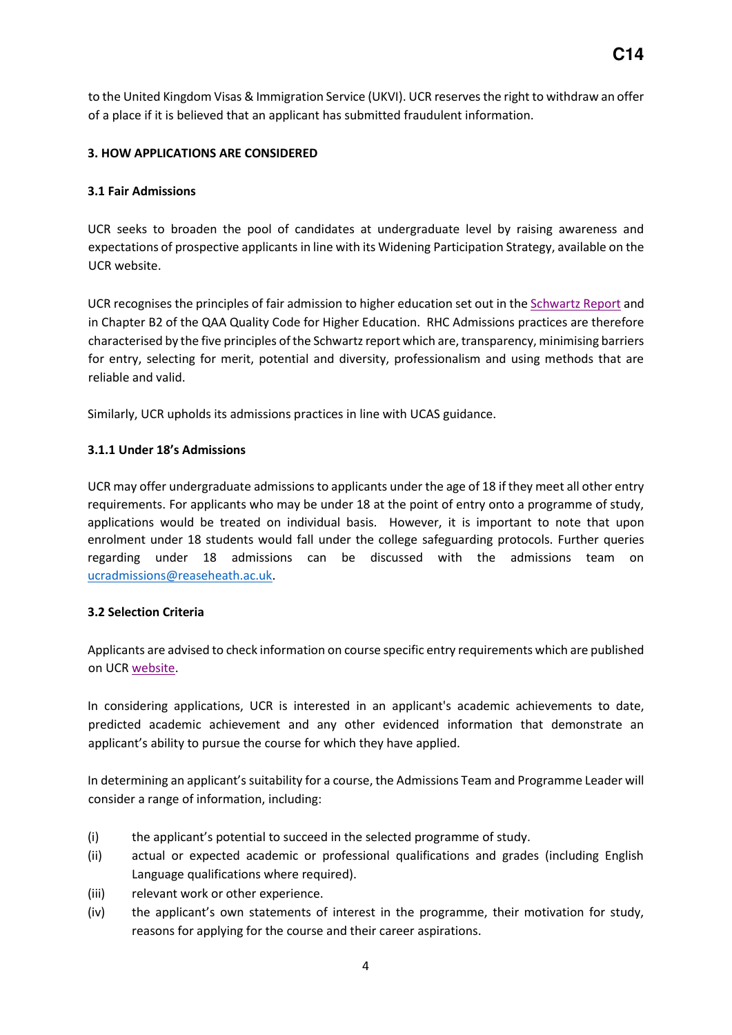to the United Kingdom Visas & Immigration Service (UKVI). UCR reserves the right to withdraw an offer of a place if it is believed that an applicant has submitted fraudulent information.

## 3. HOW APPLICATIONS ARE CONSIDERED

### 3.1 Fair Admissions

UCR seeks to broaden the pool of candidates at undergraduate level by raising awareness and expectations of prospective applicants in line with its Widening Participation Strategy, available on the UCR website.

UCR recognises the principles of fair admission to higher education set out in the Schwartz Report and in Chapter B2 of the QAA Quality Code for Higher Education. RHC Admissions practices are therefore characterised by the five principles of the Schwartz report which are, transparency, minimising barriers for entry, selecting for merit, potential and diversity, professionalism and using methods that are reliable and valid.

Similarly, UCR upholds its admissions practices in line with UCAS guidance.

#### 3.1.1 Under 18's Admissions

UCR may offer undergraduate admissions to applicants under the age of 18 if they meet all other entry requirements. For applicants who may be under 18 at the point of entry onto a programme of study, applications would be treated on individual basis. However, it is important to note that upon enrolment under 18 students would fall under the college safeguarding protocols. Further queries regarding under 18 admissions can be discussed with the admissions team on ucradmissions@reaseheath.ac.uk.

### 3.2 Selection Criteria

Applicants are advised to check information on course specific entry requirements which are published on UCR website.

In considering applications, UCR is interested in an applicant's academic achievements to date, predicted academic achievement and any other evidenced information that demonstrate an applicant's ability to pursue the course for which they have applied.

In determining an applicant's suitability for a course, the Admissions Team and Programme Leader will consider a range of information, including:

(i) the applicant's potential to succeed in the selected programme of study.
(ii) actual or expected academic or professional qualifications and grades (including English Language qualifications where required).
(iii) relevant work or other experience.
(iv) the applicant's own statements of interest in the programme, their motivation for study, reasons for applying for the course and their career aspirations.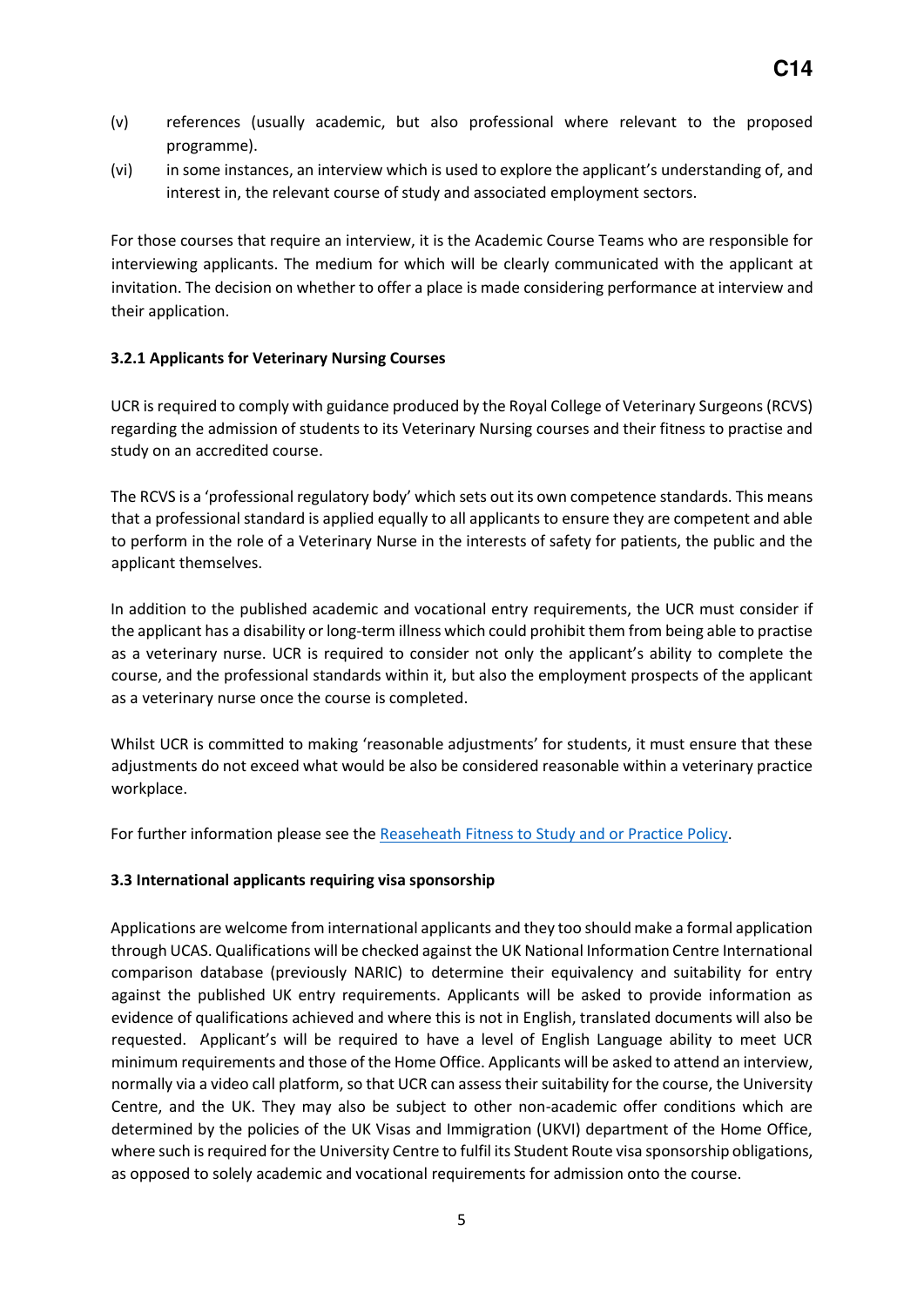(v) references (usually academic, but also professional where relevant to the proposed programme).

(vi) in some instances, an interview which is used to explore the applicant's understanding of, and interest in, the relevant course of study and associated employment sectors.

For those courses that require an interview, it is the Academic Course Teams who are responsible for interviewing applicants. The medium for which will be clearly communicated with the applicant at invitation. The decision on whether to offer a place is made considering performance at interview and their application.

**3.2.1 Applicants for Veterinary Nursing Courses**

UCR is required to comply with guidance produced by the Royal College of Veterinary Surgeons (RCVS) regarding the admission of students to its Veterinary Nursing courses and their fitness to practise and study on an accredited course.

The RCVS is a 'professional regulatory body' which sets out its own competence standards. This means that a professional standard is applied equally to all applicants to ensure they are competent and able to perform in the role of a Veterinary Nurse in the interests of safety for patients, the public and the applicant themselves.

In addition to the published academic and vocational entry requirements, the UCR must consider if the applicant has a disability or long-term illness which could prohibit them from being able to practise as a veterinary nurse. UCR is required to consider not only the applicant's ability to complete the course, and the professional standards within it, but also the employment prospects of the applicant as a veterinary nurse once the course is completed.

Whilst UCR is committed to making 'reasonable adjustments' for students, it must ensure that these adjustments do not exceed what would be also be considered reasonable within a veterinary practice workplace.

For further information please see the [Reaseheath Fitness to Study and or Practice Policy](#).

**3.3 International applicants requiring visa sponsorship**

Applications are welcome from international applicants and they too should make a formal application through UCAS. Qualifications will be checked against the UK National Information Centre International comparison database (previously NARIC) to determine their equivalency and suitability for entry against the published UK entry requirements. Applicants will be asked to provide information as evidence of qualifications achieved and where this is not in English, translated documents will also be requested. Applicant's will be required to have a level of English Language ability to meet UCR minimum requirements and those of the Home Office. Applicants will be asked to attend an interview, normally via a video call platform, so that UCR can assess their suitability for the course, the University Centre, and the UK. They may also be subject to other non-academic offer conditions which are determined by the policies of the UK Visas and Immigration (UKVI) department of the Home Office, where such is required for the University Centre to fulfil its Student Route visa sponsorship obligations, as opposed to solely academic and vocational requirements for admission onto the course.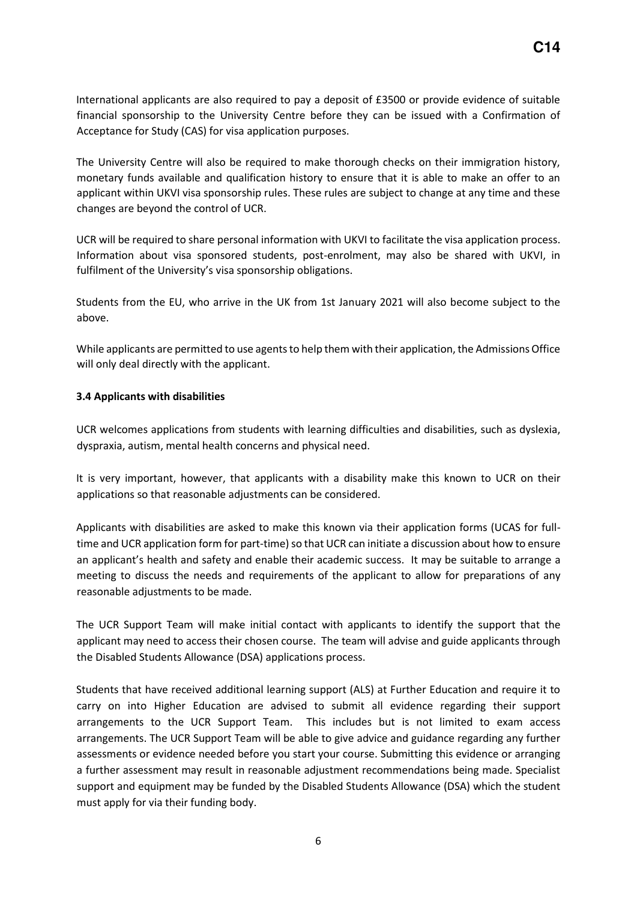International applicants are also required to pay a deposit of £3500 or provide evidence of suitable financial sponsorship to the University Centre before they can be issued with a Confirmation of Acceptance for Study (CAS) for visa application purposes.

The University Centre will also be required to make thorough checks on their immigration history, monetary funds available and qualification history to ensure that it is able to make an offer to an applicant within UKVI visa sponsorship rules. These rules are subject to change at any time and these changes are beyond the control of UCR.

UCR will be required to share personal information with UKVI to facilitate the visa application process. Information about visa sponsored students, post-enrolment, may also be shared with UKVI, in fulfilment of the University's visa sponsorship obligations.

Students from the EU, who arrive in the UK from 1st January 2021 will also become subject to the above.

While applicants are permitted to use agents to help them with their application, the Admissions Office will only deal directly with the applicant.

### 3.4 Applicants with disabilities

UCR welcomes applications from students with learning difficulties and disabilities, such as dyslexia, dyspraxia, autism, mental health concerns and physical need.

It is very important, however, that applicants with a disability make this known to UCR on their applications so that reasonable adjustments can be considered.

Applicants with disabilities are asked to make this known via their application forms (UCAS for full-time and UCR application form for part-time) so that UCR can initiate a discussion about how to ensure an applicant's health and safety and enable their academic success. It may be suitable to arrange a meeting to discuss the needs and requirements of the applicant to allow for preparations of any reasonable adjustments to be made.

The UCR Support Team will make initial contact with applicants to identify the support that the applicant may need to access their chosen course. The team will advise and guide applicants through the Disabled Students Allowance (DSA) applications process.

Students that have received additional learning support (ALS) at Further Education and require it to carry on into Higher Education are advised to submit all evidence regarding their support arrangements to the UCR Support Team. This includes but is not limited to exam access arrangements. The UCR Support Team will be able to give advice and guidance regarding any further assessments or evidence needed before you start your course. Submitting this evidence or arranging a further assessment may result in reasonable adjustment recommendations being made. Specialist support and equipment may be funded by the Disabled Students Allowance (DSA) which the student must apply for via their funding body.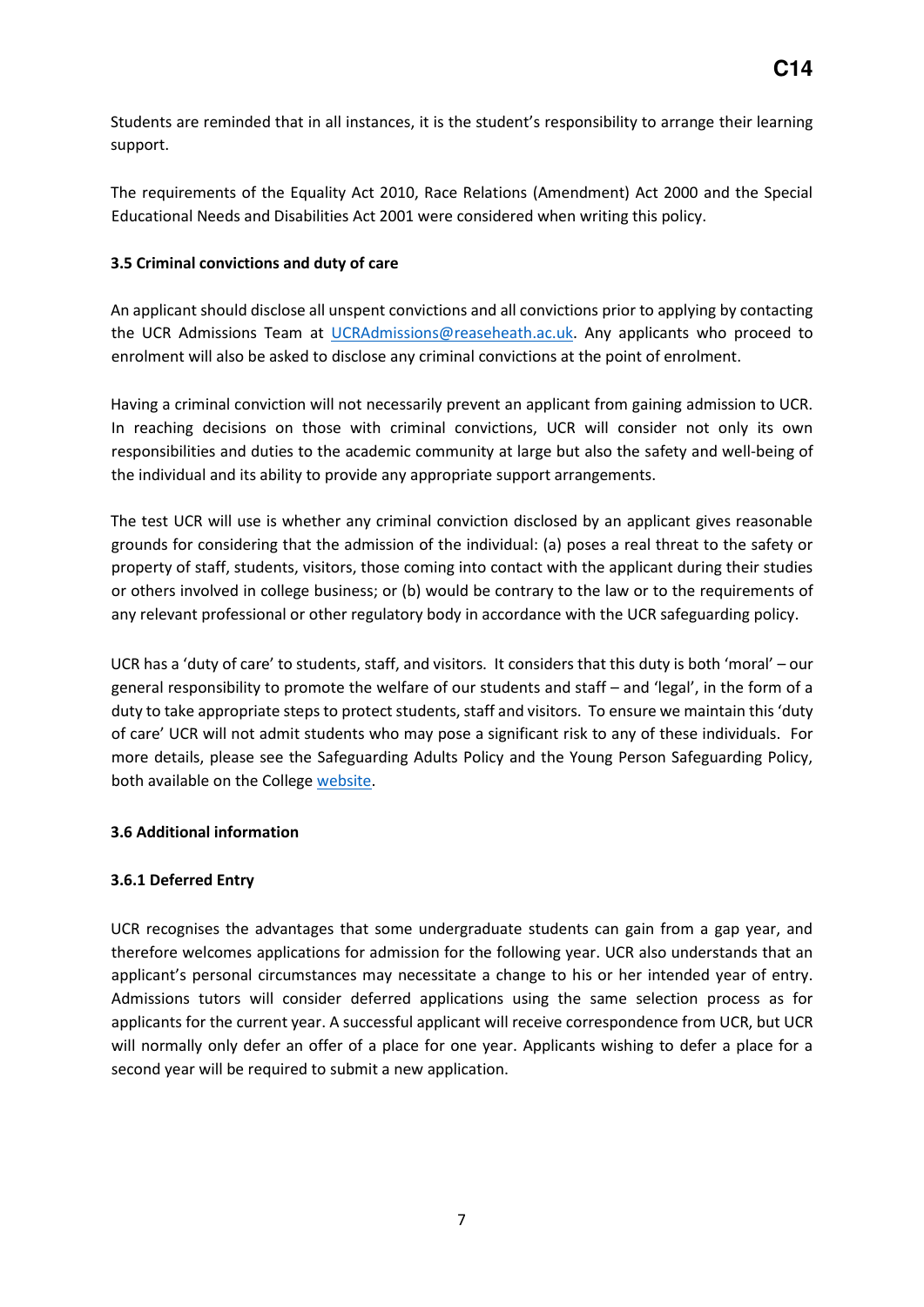Students are reminded that in all instances, it is the student's responsibility to arrange their learning support.

The requirements of the Equality Act 2010, Race Relations (Amendment) Act 2000 and the Special Educational Needs and Disabilities Act 2001 were considered when writing this policy.

### 3.5 Criminal convictions and duty of care

An applicant should disclose all unspent convictions and all convictions prior to applying by contacting the UCR Admissions Team at UCRAdmissions@reaseheath.ac.uk. Any applicants who proceed to enrolment will also be asked to disclose any criminal convictions at the point of enrolment.

Having a criminal conviction will not necessarily prevent an applicant from gaining admission to UCR. In reaching decisions on those with criminal convictions, UCR will consider not only its own responsibilities and duties to the academic community at large but also the safety and well-being of the individual and its ability to provide any appropriate support arrangements.

The test UCR will use is whether any criminal conviction disclosed by an applicant gives reasonable grounds for considering that the admission of the individual: (a) poses a real threat to the safety or property of staff, students, visitors, those coming into contact with the applicant during their studies or others involved in college business; or (b) would be contrary to the law or to the requirements of any relevant professional or other regulatory body in accordance with the UCR safeguarding policy.

UCR has a 'duty of care' to students, staff, and visitors. It considers that this duty is both 'moral' – our general responsibility to promote the welfare of our students and staff – and 'legal', in the form of a duty to take appropriate steps to protect students, staff and visitors. To ensure we maintain this 'duty of care' UCR will not admit students who may pose a significant risk to any of these individuals. For more details, please see the Safeguarding Adults Policy and the Young Person Safeguarding Policy, both available on the College website.

### 3.6 Additional information

#### 3.6.1 Deferred Entry

UCR recognises the advantages that some undergraduate students can gain from a gap year, and therefore welcomes applications for admission for the following year. UCR also understands that an applicant's personal circumstances may necessitate a change to his or her intended year of entry. Admissions tutors will consider deferred applications using the same selection process as for applicants for the current year. A successful applicant will receive correspondence from UCR, but UCR will normally only defer an offer of a place for one year. Applicants wishing to defer a place for a second year will be required to submit a new application.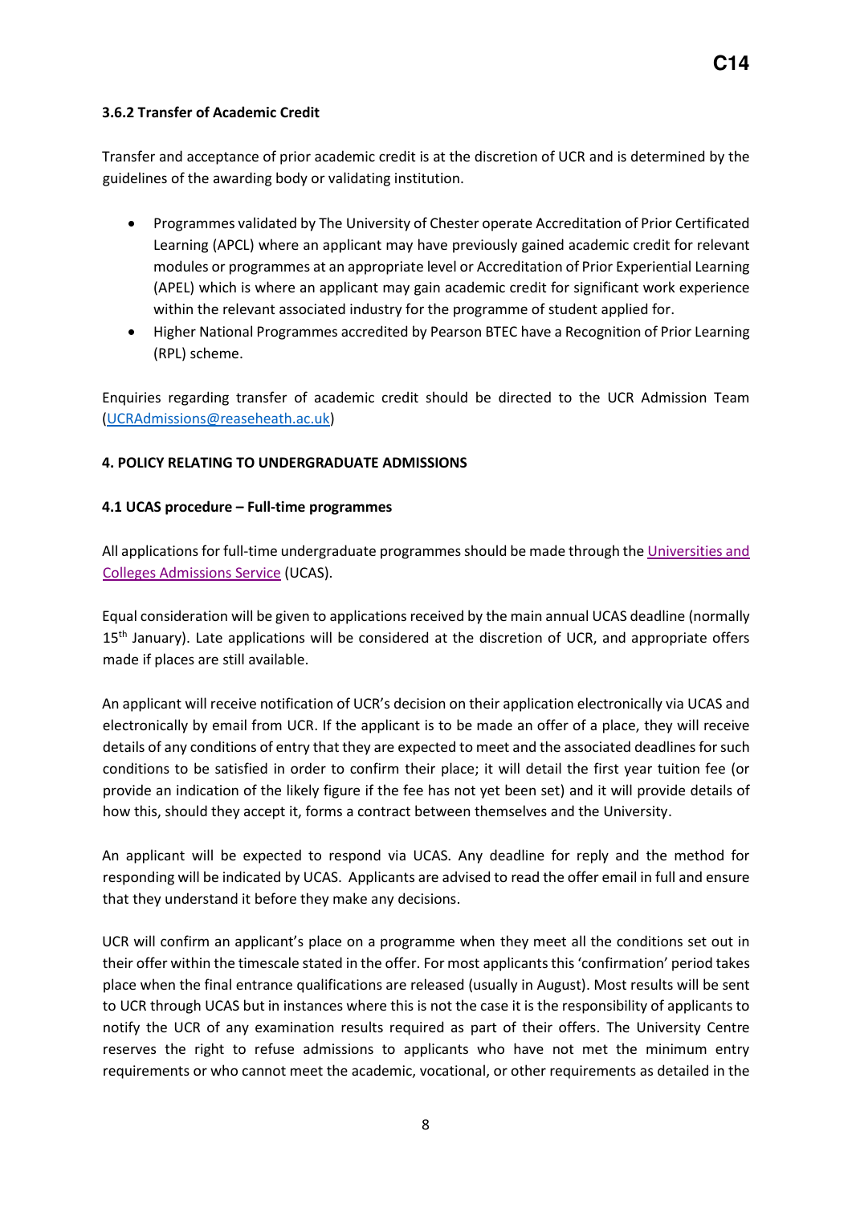### 3.6.2 Transfer of Academic Credit

Transfer and acceptance of prior academic credit is at the discretion of UCR and is determined by the guidelines of the awarding body or validating institution.

- Programmes validated by The University of Chester operate Accreditation of Prior Certificated Learning (APCL) where an applicant may have previously gained academic credit for relevant modules or programmes at an appropriate level or Accreditation of Prior Experiential Learning (APEL) which is where an applicant may gain academic credit for significant work experience within the relevant associated industry for the programme of student applied for.
- Higher National Programmes accredited by Pearson BTEC have a Recognition of Prior Learning (RPL) scheme.

Enquiries regarding transfer of academic credit should be directed to the UCR Admission Team (UCRAdmissions@reaseheath.ac.uk)

## 4. POLICY RELATING TO UNDERGRADUATE ADMISSIONS

### 4.1 UCAS procedure – Full-time programmes

All applications for full-time undergraduate programmes should be made through the Universities and Colleges Admissions Service (UCAS).

Equal consideration will be given to applications received by the main annual UCAS deadline (normally 15th January). Late applications will be considered at the discretion of UCR, and appropriate offers made if places are still available.

An applicant will receive notification of UCR's decision on their application electronically via UCAS and electronically by email from UCR. If the applicant is to be made an offer of a place, they will receive details of any conditions of entry that they are expected to meet and the associated deadlines for such conditions to be satisfied in order to confirm their place; it will detail the first year tuition fee (or provide an indication of the likely figure if the fee has not yet been set) and it will provide details of how this, should they accept it, forms a contract between themselves and the University.

An applicant will be expected to respond via UCAS. Any deadline for reply and the method for responding will be indicated by UCAS. Applicants are advised to read the offer email in full and ensure that they understand it before they make any decisions.

UCR will confirm an applicant's place on a programme when they meet all the conditions set out in their offer within the timescale stated in the offer. For most applicants this 'confirmation' period takes place when the final entrance qualifications are released (usually in August). Most results will be sent to UCR through UCAS but in instances where this is not the case it is the responsibility of applicants to notify the UCR of any examination results required as part of their offers. The University Centre reserves the right to refuse admissions to applicants who have not met the minimum entry requirements or who cannot meet the academic, vocational, or other requirements as detailed in the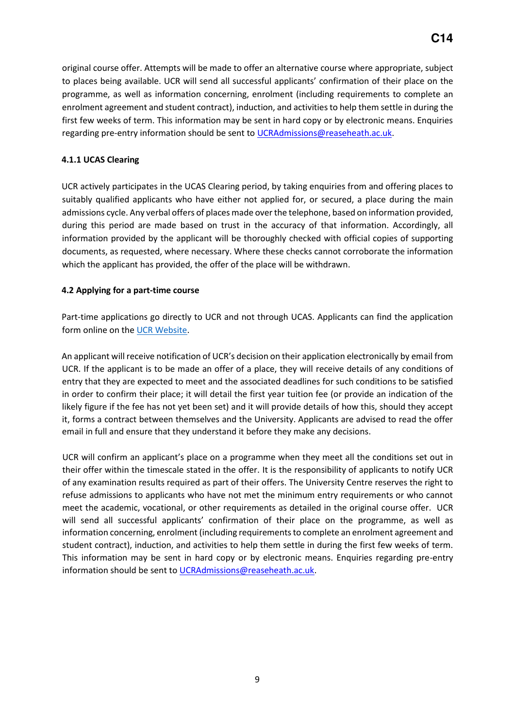original course offer. Attempts will be made to offer an alternative course where appropriate, subject to places being available. UCR will send all successful applicants' confirmation of their place on the programme, as well as information concerning, enrolment (including requirements to complete an enrolment agreement and student contract), induction, and activities to help them settle in during the first few weeks of term. This information may be sent in hard copy or by electronic means. Enquiries regarding pre-entry information should be sent to [UCRAdmissions@reaseheath.ac.uk](mailto:UCRAdmissions@reaseheath.ac.uk).

#### 4.1.1 UCAS Clearing

UCR actively participates in the UCAS Clearing period, by taking enquiries from and offering places to suitably qualified applicants who have either not applied for, or secured, a place during the main admissions cycle. Any verbal offers of places made over the telephone, based on information provided, during this period are made based on trust in the accuracy of that information. Accordingly, all information provided by the applicant will be thoroughly checked with official copies of supporting documents, as requested, where necessary. Where these checks cannot corroborate the information which the applicant has provided, the offer of the place will be withdrawn.

### 4.2 Applying for a part-time course

Part-time applications go directly to UCR and not through UCAS. Applicants can find the application form online on the UCR Website.

An applicant will receive notification of UCR's decision on their application electronically by email from UCR. If the applicant is to be made an offer of a place, they will receive details of any conditions of entry that they are expected to meet and the associated deadlines for such conditions to be satisfied in order to confirm their place; it will detail the first year tuition fee (or provide an indication of the likely figure if the fee has not yet been set) and it will provide details of how this, should they accept it, forms a contract between themselves and the University. Applicants are advised to read the offer email in full and ensure that they understand it before they make any decisions.

UCR will confirm an applicant's place on a programme when they meet all the conditions set out in their offer within the timescale stated in the offer. It is the responsibility of applicants to notify UCR of any examination results required as part of their offers. The University Centre reserves the right to refuse admissions to applicants who have not met the minimum entry requirements or who cannot meet the academic, vocational, or other requirements as detailed in the original course offer. UCR will send all successful applicants' confirmation of their place on the programme, as well as information concerning, enrolment (including requirements to complete an enrolment agreement and student contract), induction, and activities to help them settle in during the first few weeks of term. This information may be sent in hard copy or by electronic means. Enquiries regarding pre-entry information should be sent to [UCRAdmissions@reaseheath.ac.uk](mailto:UCRAdmissions@reaseheath.ac.uk).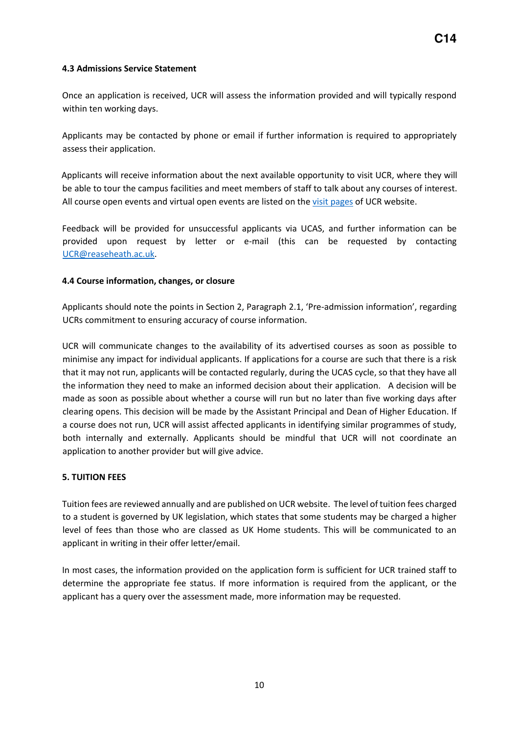### 4.3 Admissions Service Statement

Once an application is received, UCR will assess the information provided and will typically respond within ten working days.

Applicants may be contacted by phone or email if further information is required to appropriately assess their application.

Applicants will receive information about the next available opportunity to visit UCR, where they will be able to tour the campus facilities and meet members of staff to talk about any courses of interest. All course open events and virtual open events are listed on the visit pages of UCR website.

Feedback will be provided for unsuccessful applicants via UCAS, and further information can be provided upon request by letter or e-mail (this can be requested by contacting UCR@reaseheath.ac.uk.

### 4.4 Course information, changes, or closure

Applicants should note the points in Section 2, Paragraph 2.1, 'Pre-admission information', regarding UCRs commitment to ensuring accuracy of course information.

UCR will communicate changes to the availability of its advertised courses as soon as possible to minimise any impact for individual applicants. If applications for a course are such that there is a risk that it may not run, applicants will be contacted regularly, during the UCAS cycle, so that they have all the information they need to make an informed decision about their application. A decision will be made as soon as possible about whether a course will run but no later than five working days after clearing opens. This decision will be made by the Assistant Principal and Dean of Higher Education. If a course does not run, UCR will assist affected applicants in identifying similar programmes of study, both internally and externally. Applicants should be mindful that UCR will not coordinate an application to another provider but will give advice.

## 5. TUITION FEES

Tuition fees are reviewed annually and are published on UCR website. The level of tuition fees charged to a student is governed by UK legislation, which states that some students may be charged a higher level of fees than those who are classed as UK Home students. This will be communicated to an applicant in writing in their offer letter/email.

In most cases, the information provided on the application form is sufficient for UCR trained staff to determine the appropriate fee status. If more information is required from the applicant, or the applicant has a query over the assessment made, more information may be requested.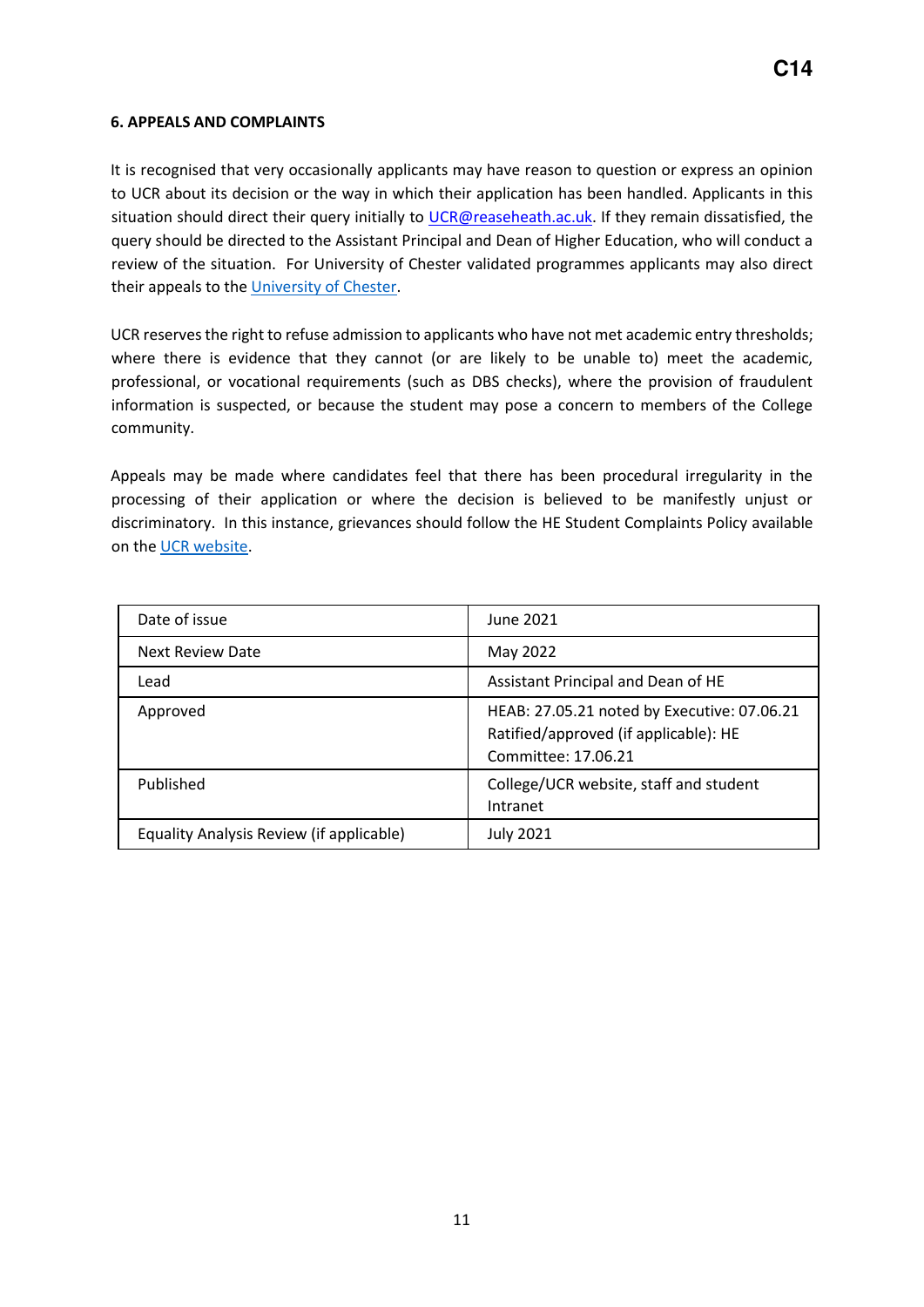### 6. APPEALS AND COMPLAINTS

It is recognised that very occasionally applicants may have reason to question or express an opinion to UCR about its decision or the way in which their application has been handled. Applicants in this situation should direct their query initially to [UCR@reaseheath.ac.uk](mailto:UCR@reaseheath.ac.uk). If they remain dissatisfied, the query should be directed to the Assistant Principal and Dean of Higher Education, who will conduct a review of the situation. For University of Chester validated programmes applicants may also direct their appeals to the University of Chester.

UCR reserves the right to refuse admission to applicants who have not met academic entry thresholds; where there is evidence that they cannot (or are likely to be unable to) meet the academic, professional, or vocational requirements (such as DBS checks), where the provision of fraudulent information is suspected, or because the student may pose a concern to members of the College community.

Appeals may be made where candidates feel that there has been procedural irregularity in the processing of their application or where the decision is believed to be manifestly unjust or discriminatory. In this instance, grievances should follow the HE Student Complaints Policy available on the UCR website.

| | |
|---|---|
| Date of issue | June 2021 |
| Next Review Date | May 2022 |
| Lead | Assistant Principal and Dean of HE |
| Approved | HEAB: 27.05.21 noted by Executive: 07.06.21 Ratified/approved (if applicable): HE Committee: 17.06.21 |
| Published | College/UCR website, staff and student Intranet |
| Equality Analysis Review (if applicable) | July 2021 |